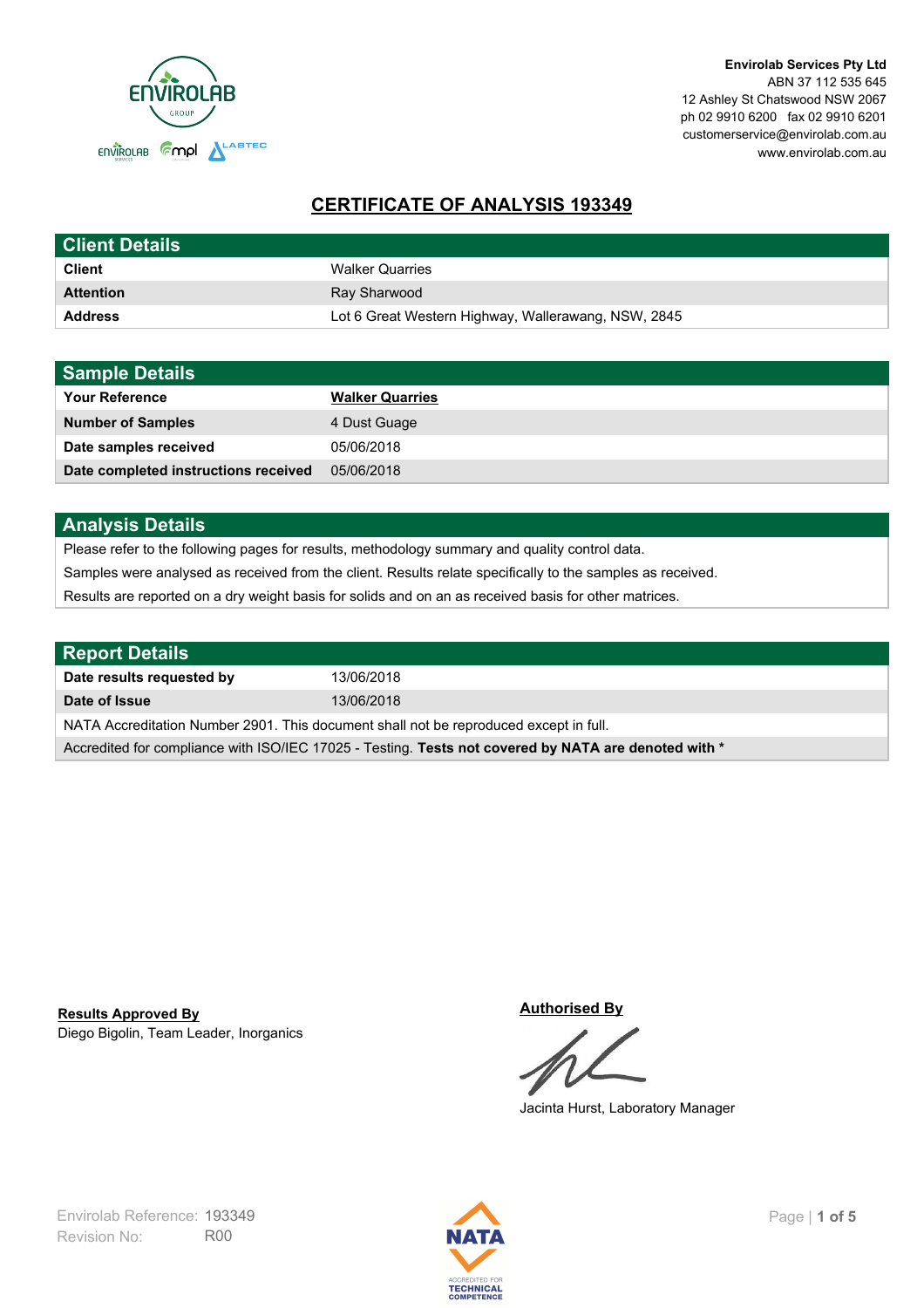**Envirolab Services Pty Ltd**
ABN 37 112 535 645
12 Ashley St Chatswood NSW 2067
ph 02 9910 6200 fax 02 9910 6201
customerservice@envirolab.com.au
www.envirolab.com.au

# CERTIFICATE OF ANALYSIS 193349

## Client Details

| | |
|---|---|
| **Client** | Walker Quarries |
| **Attention** | Ray Sharwood |
| **Address** | Lot 6 Great Western Highway, Wallerawang, NSW, 2845 |

## Sample Details

| | |
|---|---|
| **Your Reference** | **Walker Quarries** |
| **Number of Samples** | 4 Dust Guage |
| **Date samples received** | 05/06/2018 |
| **Date completed instructions received** | 05/06/2018 |

## Analysis Details

Please refer to the following pages for results, methodology summary and quality control data.

Samples were analysed as received from the client. Results relate specifically to the samples as received.

Results are reported on a dry weight basis for solids and on an as received basis for other matrices.

## Report Details

| | |
|---|---|
| **Date results requested by** | 13/06/2018 |
| **Date of Issue** | 13/06/2018 |

NATA Accreditation Number 2901. This document shall not be reproduced except in full.

Accredited for compliance with ISO/IEC 17025 - Testing. **Tests not covered by NATA are denoted with ***

**Results Approved By**
Diego Bigolin, Team Leader, Inorganics

**Authorised By**
Jacinta Hurst, Laboratory Manager

Envirolab Reference: 193349
Revision No: R00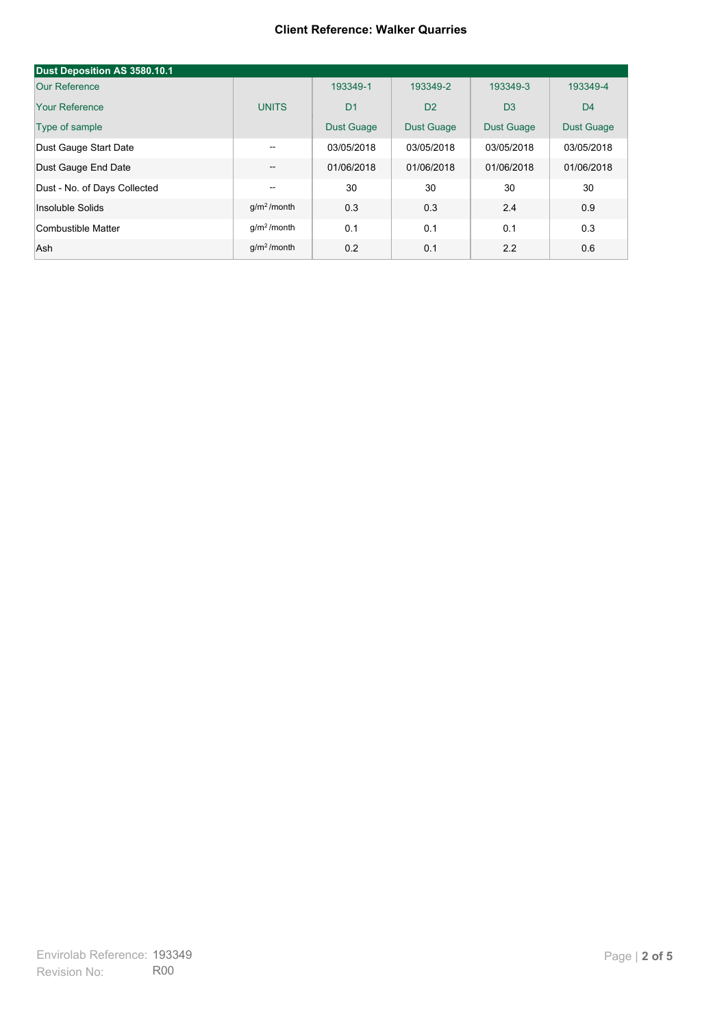**Client Reference: Walker Quarries**

| Dust Deposition AS 3580.10.1 | | | | | |
|---|---|---|---|---|---|
| Our Reference | | 193349-1 | 193349-2 | 193349-3 | 193349-4 |
| Your Reference | UNITS | D1 | D2 | D3 | D4 |
| Type of sample | | Dust Guage | Dust Guage | Dust Guage | Dust Guage |
| Dust Gauge Start Date | -- | 03/05/2018 | 03/05/2018 | 03/05/2018 | 03/05/2018 |
| Dust Gauge End Date | -- | 01/06/2018 | 01/06/2018 | 01/06/2018 | 01/06/2018 |
| Dust - No. of Days Collected | -- | 30 | 30 | 30 | 30 |
| Insoluble Solids | $g/m^2$ /month | 0.3 | 0.3 | 2.4 | 0.9 |
| Combustible Matter | $g/m^2$ /month | 0.1 | 0.1 | 0.1 | 0.3 |
| Ash | $g/m^2$ /month | 0.2 | 0.1 | 2.2 | 0.6 |

Envirolab Reference: 193349
Revision No: R00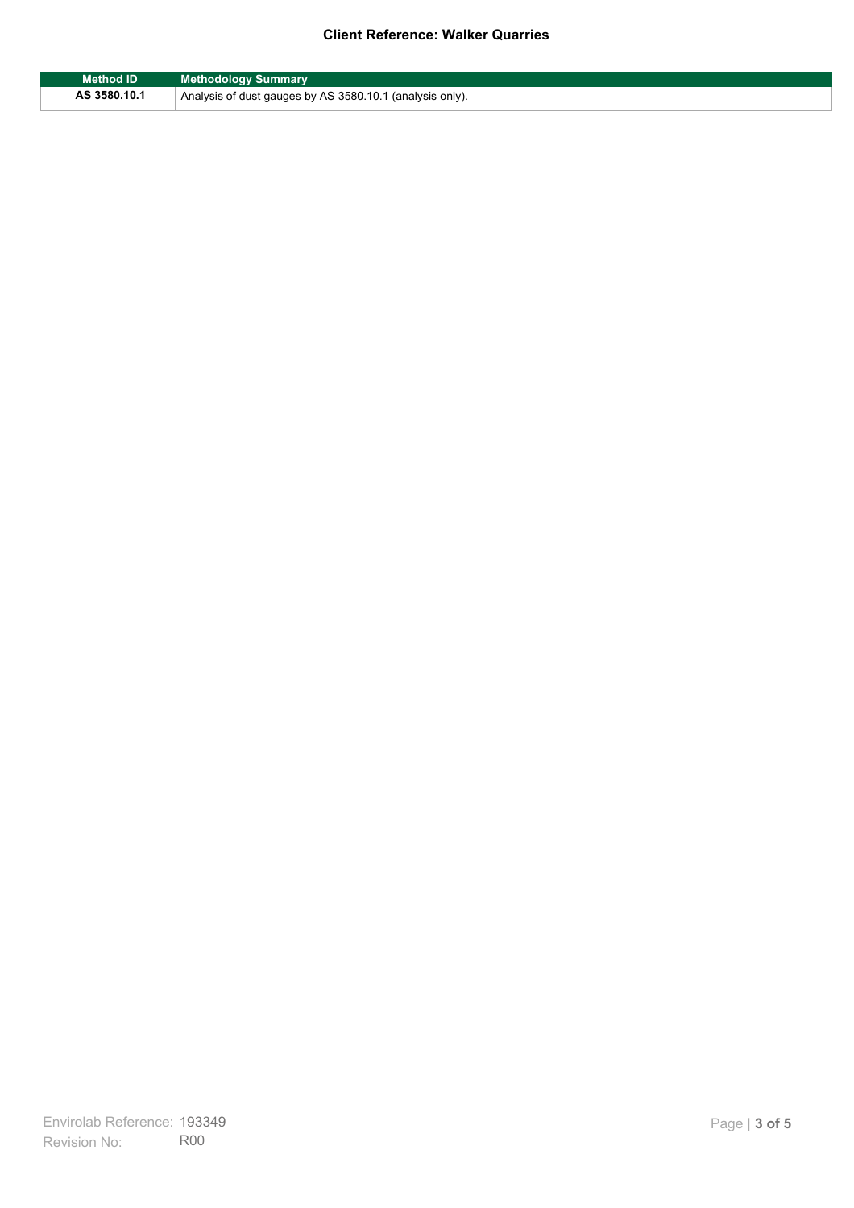| Method ID | Methodology Summary |
| --- | --- |
| AS 3580.10.1 | Analysis of dust gauges by AS 3580.10.1 (analysis only). |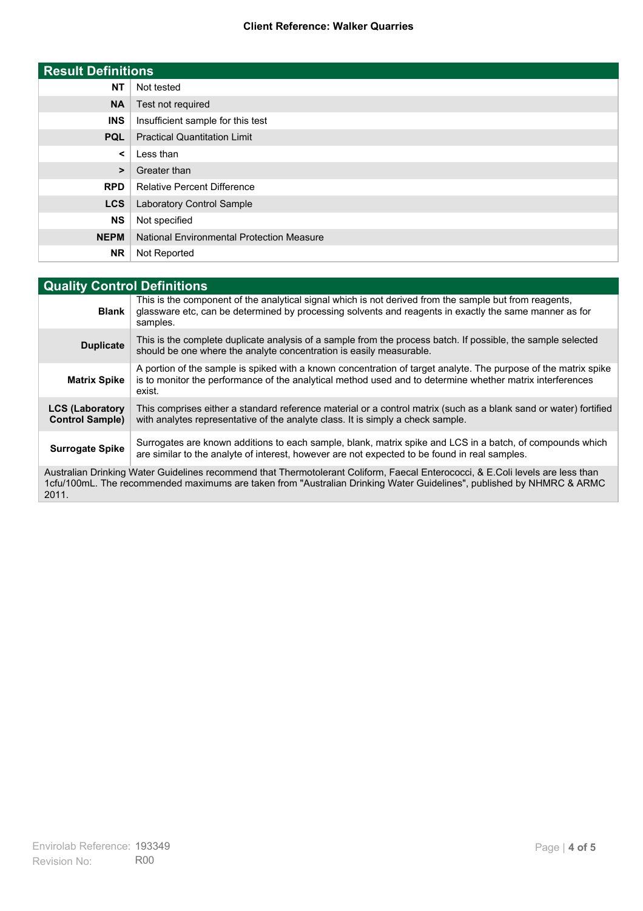| Result Definitions | |
|---|---|
| **NT** | Not tested |
| **NA** | Test not required |
| **INS** | Insufficient sample for this test |
| **PQL** | Practical Quantitation Limit |
| **<** | Less than |
| **>** | Greater than |
| **RPD** | Relative Percent Difference |
| **LCS** | Laboratory Control Sample |
| **NS** | Not specified |
| **NEPM** | National Environmental Protection Measure |
| **NR** | Not Reported |

| Quality Control Definitions | |
|---|---|
| **Blank** | This is the component of the analytical signal which is not derived from the sample but from reagents, glassware etc, can be determined by processing solvents and reagents in exactly the same manner as for samples. |
| **Duplicate** | This is the complete duplicate analysis of a sample from the process batch. If possible, the sample selected should be one where the analyte concentration is easily measurable. |
| **Matrix Spike** | A portion of the sample is spiked with a known concentration of target analyte. The purpose of the matrix spike is to monitor the performance of the analytical method used and to determine whether matrix interferences exist. |
| **LCS (Laboratory Control Sample)** | This comprises either a standard reference material or a control matrix (such as a blank sand or water) fortified with analytes representative of the analyte class. It is simply a check sample. |
| **Surrogate Spike** | Surrogates are known additions to each sample, blank, matrix spike and LCS in a batch, of compounds which are similar to the analyte of interest, however are not expected to be found in real samples. |

Australian Drinking Water Guidelines recommend that Thermotolerant Coliform, Faecal Enterococci, & E.Coli levels are less than 1cfu/100mL. The recommended maximums are taken from "Australian Drinking Water Guidelines", published by NHMRC & ARMC 2011.

Envirolab Reference: 193349
Revision No: R00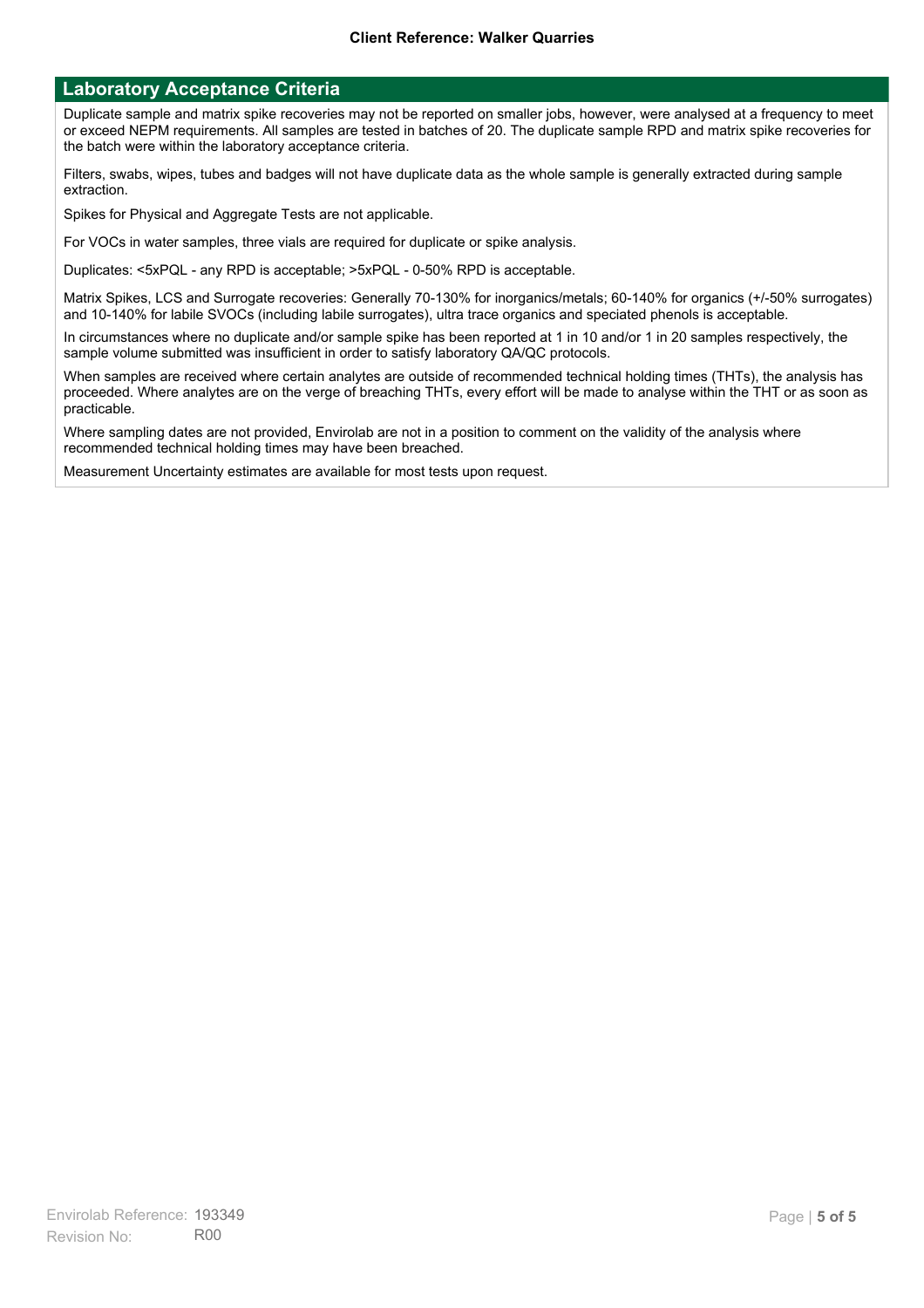## Laboratory Acceptance Criteria

Duplicate sample and matrix spike recoveries may not be reported on smaller jobs, however, were analysed at a frequency to meet or exceed NEPM requirements. All samples are tested in batches of 20. The duplicate sample RPD and matrix spike recoveries for the batch were within the laboratory acceptance criteria.

Filters, swabs, wipes, tubes and badges will not have duplicate data as the whole sample is generally extracted during sample extraction.

Spikes for Physical and Aggregate Tests are not applicable.

For VOCs in water samples, three vials are required for duplicate or spike analysis.

Duplicates: <5xPQL - any RPD is acceptable; >5xPQL - 0-50% RPD is acceptable.

Matrix Spikes, LCS and Surrogate recoveries: Generally 70-130% for inorganics/metals; 60-140% for organics (+/-50% surrogates) and 10-140% for labile SVOCs (including labile surrogates), ultra trace organics and speciated phenols is acceptable.

In circumstances where no duplicate and/or sample spike has been reported at 1 in 10 and/or 1 in 20 samples respectively, the sample volume submitted was insufficient in order to satisfy laboratory QA/QC protocols.

When samples are received where certain analytes are outside of recommended technical holding times (THTs), the analysis has proceeded. Where analytes are on the verge of breaching THTs, every effort will be made to analyse within the THT or as soon as practicable.

Where sampling dates are not provided, Envirolab are not in a position to comment on the validity of the analysis where recommended technical holding times may have been breached.

Measurement Uncertainty estimates are available for most tests upon request.